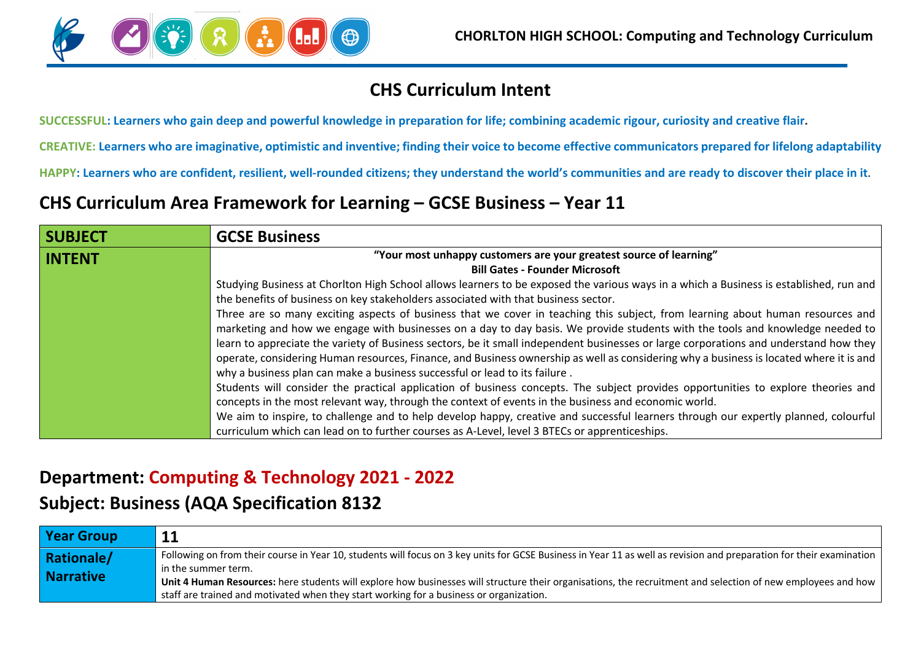# CHS Curriculum Intent

**SUCCESSFUL: Learners who gain deep and powerful knowledge in preparation for life; combining academic rigour, curiosity and creative flair.**

**CREATIVE: Learners who are imaginative, optimistic and inventive; finding their voice to become effective communicators prepared for lifelong adaptability**

**HAPPY: Learners who are confident, resilient, well-rounded citizens; they understand the world's communities and are ready to discover their place in it.**

## CHS Curriculum Area Framework for Learning – GCSE Business – Year 11

| **SUBJECT** | **GCSE Business** |
|---|---|
| **INTENT** | **"Your most unhappy customers are your greatest source of learning"** **Bill Gates - Founder Microsoft** Studying Business at Chorlton High School allows learners to be exposed the various ways in a which a Business is established, run and the benefits of business on key stakeholders associated with that business sector. Three are so many exciting aspects of business that we cover in teaching this subject, from learning about human resources and marketing and how we engage with businesses on a day to day basis. We provide students with the tools and knowledge needed to learn to appreciate the variety of Business sectors, be it small independent businesses or large corporations and understand how they operate, considering Human resources, Finance, and Business ownership as well as considering why a business is located where it is and why a business plan can make a business successful or lead to its failure . Students will consider the practical application of business concepts. The subject provides opportunities to explore theories and concepts in the most relevant way, through the context of events in the business and economic world. We aim to inspire, to challenge and to help develop happy, creative and successful learners through our expertly planned, colourful curriculum which can lead on to further courses as A-Level, level 3 BTECs or apprenticeships. |

## Department: Computing & Technology 2021 - 2022

## Subject: Business (AQA Specification 8132

| **Year Group** | **11** |
|---|---|
| **Rationale/ Narrative** | Following on from their course in Year 10, students will focus on 3 key units for GCSE Business in Year 11 as well as revision and preparation for their examination in the summer term. **Unit 4 Human Resources:** here students will explore how businesses will structure their organisations, the recruitment and selection of new employees and how staff are trained and motivated when they start working for a business or organization. |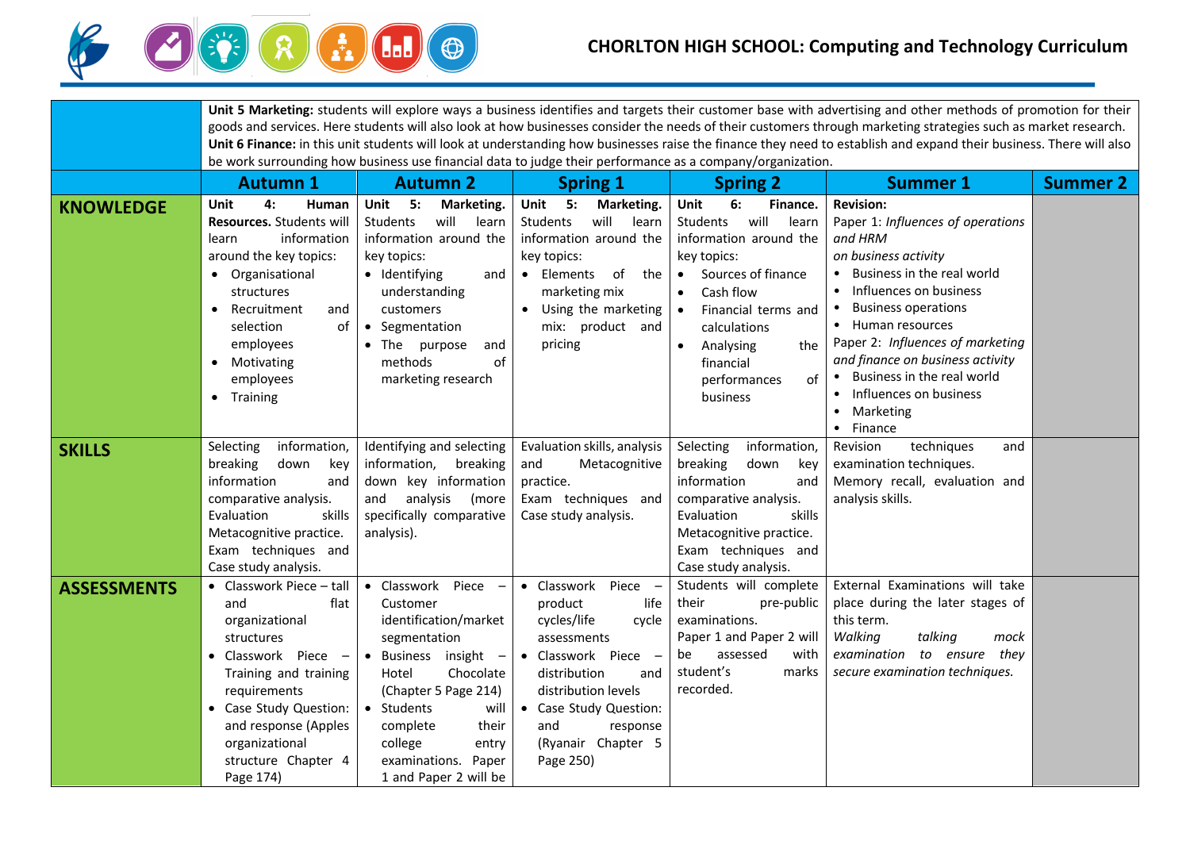## CHORLTON HIGH SCHOOL: Computing and Technology Curriculum

| | | | | | | |
|---|---|---|---|---|---|---|
| | **Unit 5 Marketing:** students will explore ways a business identifies and targets their customer base with advertising and other methods of promotion for their goods and services. Here students will also look at how businesses consider the needs of their customers through marketing strategies such as market research. **Unit 6 Finance:** in this unit students will look at understanding how businesses raise the finance they need to establish and expand their business. There will also be work surrounding how business use financial data to judge their performance as a company/organization. | | | | | |
| | **Autumn 1** | **Autumn 2** | **Spring 1** | **Spring 2** | **Summer 1** | **Summer 2** |
| **KNOWLEDGE** | **Unit 4: Human Resources.** Students will learn information around the key topics:<br>• Organisational structures<br>• Recruitment and selection of employees<br>• Motivating employees<br>• Training | **Unit 5: Marketing.** Students will learn information around the key topics:<br>• Identifying and understanding customers<br>• Segmentation<br>• The purpose and methods of marketing research | **Unit 5: Marketing.** Students will learn information around the key topics:<br>• Elements of the marketing mix<br>• Using the marketing mix: product and pricing | **Unit 6: Finance.** Students will learn information around the key topics:<br>• Sources of finance<br>• Cash flow<br>• Financial terms and calculations<br>• Analysing the financial performances of business | **Revision:**<br>Paper 1: *Influences of operations and HRM on business activity*<br>• Business in the real world<br>• Influences on business<br>• Business operations<br>• Human resources<br>Paper 2: *Influences of marketing and finance on business activity*<br>• Business in the real world<br>• Influences on business<br>• Marketing<br>• Finance | |
| **SKILLS** | Selecting information, breaking down key information and comparative analysis. Evaluation skills Metacognitive practice. Exam techniques and Case study analysis. | Identifying and selecting information, breaking down key information and analysis (more specifically comparative analysis). | Evaluation skills, analysis and Metacognitive practice. Exam techniques and Case study analysis. | Selecting information, breaking down key information and comparative analysis. Evaluation skills Metacognitive practice. Exam techniques and Case study analysis. | Revision techniques and examination techniques. Memory recall, evaluation and analysis skills. | |
| **ASSESSMENTS** | • Classwork Piece – tall and flat organizational structures<br>• Classwork Piece – Training and training requirements<br>• Case Study Question: and response (Apples organizational structure Chapter 4 Page 174) | • Classwork Piece – Customer identification/market segmentation<br>• Business insight – Hotel Chocolate (Chapter 5 Page 214)<br>• Students will complete their college entry examinations. Paper 1 and Paper 2 will be | • Classwork Piece – product life cycles/life cycle assessments<br>• Classwork Piece – distribution and distribution levels<br>• Case Study Question: and response (Ryanair Chapter 5 Page 250) | Students will complete their pre-public examinations. Paper 1 and Paper 2 will be assessed with student's marks recorded. | External Examinations will take place during the later stages of this term. *Walking talking mock examination to ensure they secure examination techniques.* | |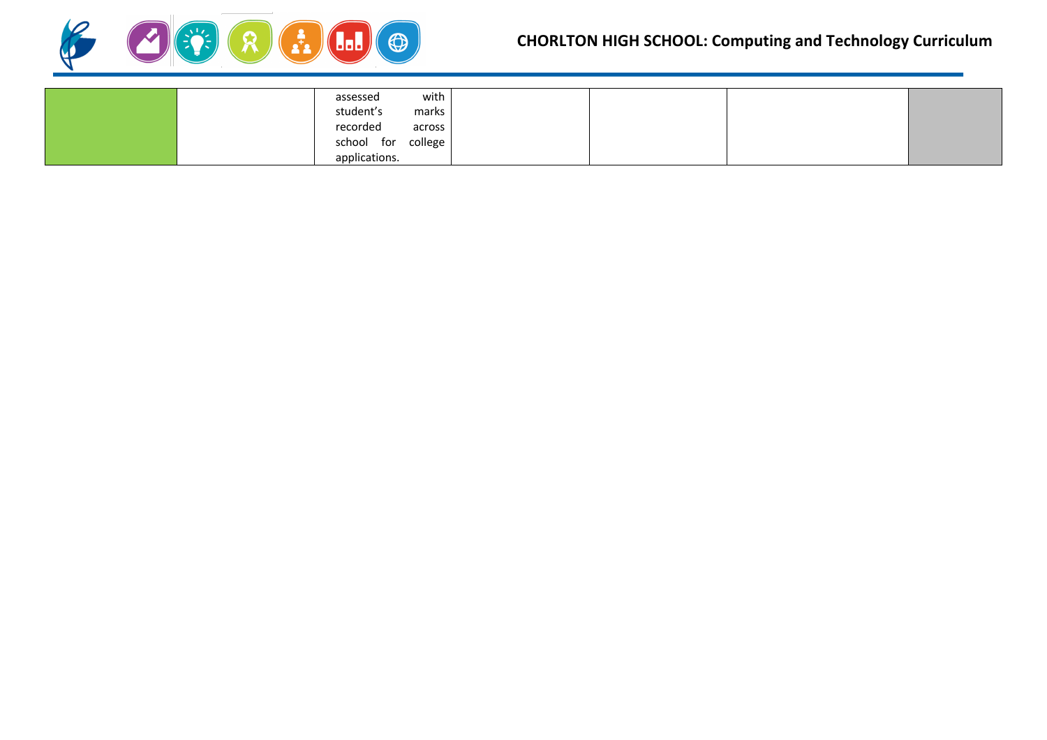| | | | | | | |
|---|---|---|---|---|---|---|
| | | assessed with student's marks recorded across school for college applications. | | | | |